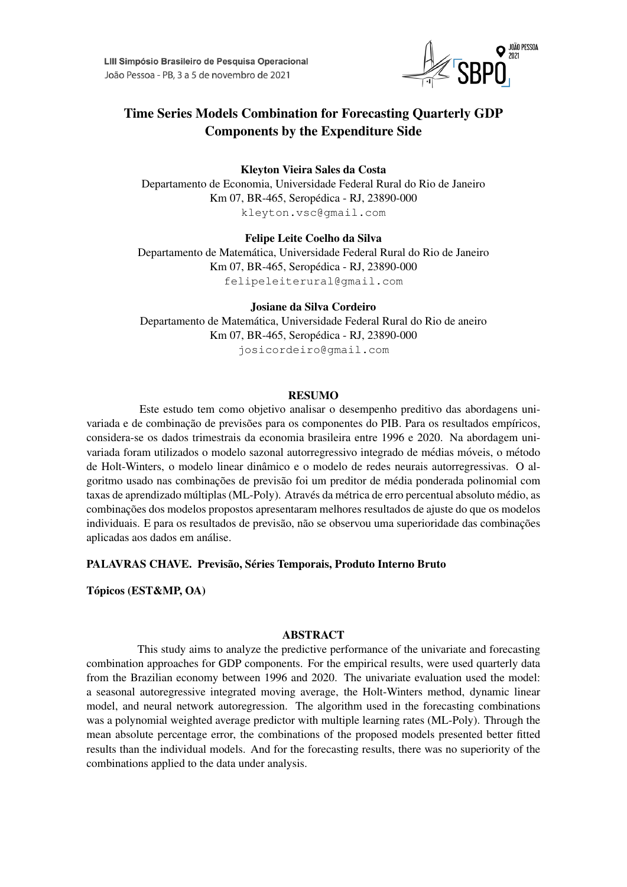# Time Series Models Combination for Forecasting Quarterly GDP Components by the Expenditure Side

**Kleyton Vieira Sales da Costa**
Departamento de Economia, Universidade Federal Rural do Rio de Janeiro
Km 07, BR-465, Seropédica - RJ, 23890-000
kleyton.vsc@gmail.com

**Felipe Leite Coelho da Silva**
Departamento de Matemática, Universidade Federal Rural do Rio de Janeiro
Km 07, BR-465, Seropédica - RJ, 23890-000
felipeleiterural@gmail.com

**Josiane da Silva Cordeiro**
Departamento de Matemática, Universidade Federal Rural do Rio de aneiro
Km 07, BR-465, Seropédica - RJ, 23890-000
josicordeiro@gmail.com

## RESUMO

Este estudo tem como objetivo analisar o desempenho preditivo das abordagens univariada e de combinação de previsões para os componentes do PIB. Para os resultados empíricos, considera-se os dados trimestrais da economia brasileira entre 1996 e 2020. Na abordagem univariada foram utilizados o modelo sazonal autorregressivo integrado de médias móveis, o método de Holt-Winters, o modelo linear dinâmico e o modelo de redes neurais autorregressivas. O algoritmo usado nas combinações de previsão foi um preditor de média ponderada polinomial com taxas de aprendizado múltiplas (ML-Poly). Através da métrica de erro percentual absoluto médio, as combinações dos modelos propostos apresentaram melhores resultados de ajuste do que os modelos individuais. E para os resultados de previsão, não se observou uma superioridade das combinações aplicadas aos dados em análise.

**PALAVRAS CHAVE. Previsão, Séries Temporais, Produto Interno Bruto**

**Tópicos (EST&MP, OA)**

## ABSTRACT

This study aims to analyze the predictive performance of the univariate and forecasting combination approaches for GDP components. For the empirical results, were used quarterly data from the Brazilian economy between 1996 and 2020. The univariate evaluation used the model: a seasonal autoregressive integrated moving average, the Holt-Winters method, dynamic linear model, and neural network autoregression. The algorithm used in the forecasting combinations was a polynomial weighted average predictor with multiple learning rates (ML-Poly). Through the mean absolute percentage error, the combinations of the proposed models presented better fitted results than the individual models. And for the forecasting results, there was no superiority of the combinations applied to the data under analysis.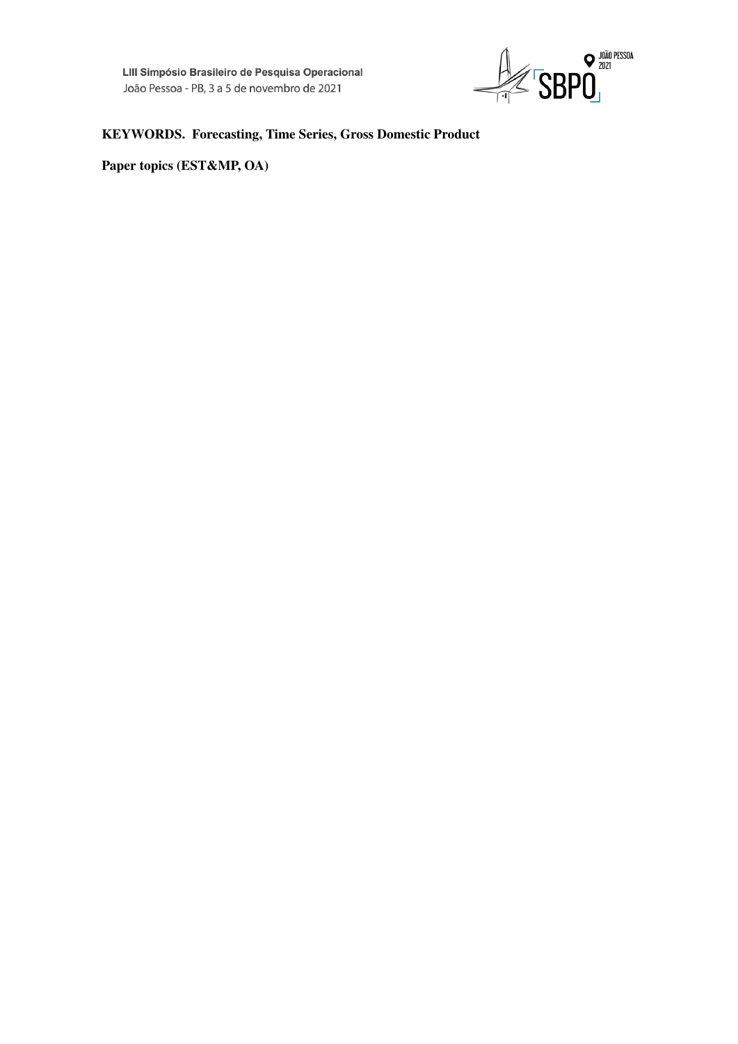**KEYWORDS. Forecasting, Time Series, Gross Domestic Product**

**Paper topics (EST&MP, OA)**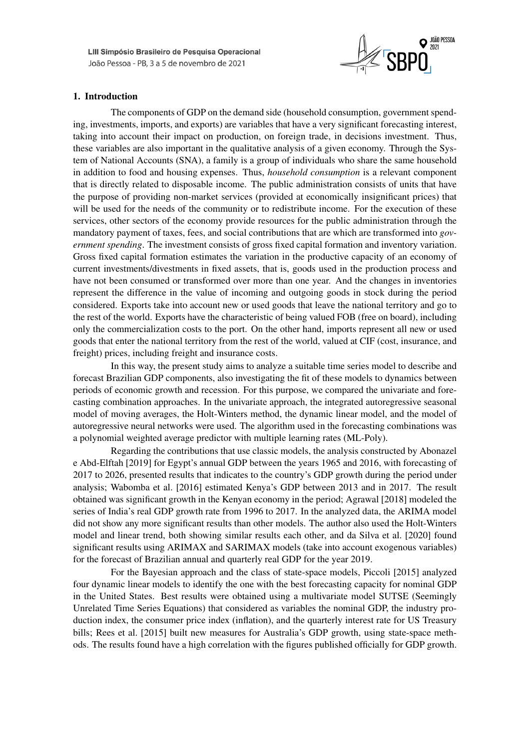## 1. Introduction

The components of GDP on the demand side (household consumption, government spending, investments, imports, and exports) are variables that have a very significant forecasting interest, taking into account their impact on production, on foreign trade, in decisions investment. Thus, these variables are also important in the qualitative analysis of a given economy. Through the System of National Accounts (SNA), a family is a group of individuals who share the same household in addition to food and housing expenses. Thus, *household consumption* is a relevant component that is directly related to disposable income. The public administration consists of units that have the purpose of providing non-market services (provided at economically insignificant prices) that will be used for the needs of the community or to redistribute income. For the execution of these services, other sectors of the economy provide resources for the public administration through the mandatory payment of taxes, fees, and social contributions that are which are transformed into *government spending*. The investment consists of gross fixed capital formation and inventory variation. Gross fixed capital formation estimates the variation in the productive capacity of an economy of current investments/divestments in fixed assets, that is, goods used in the production process and have not been consumed or transformed over more than one year. And the changes in inventories represent the difference in the value of incoming and outgoing goods in stock during the period considered. Exports take into account new or used goods that leave the national territory and go to the rest of the world. Exports have the characteristic of being valued FOB (free on board), including only the commercialization costs to the port. On the other hand, imports represent all new or used goods that enter the national territory from the rest of the world, valued at CIF (cost, insurance, and freight) prices, including freight and insurance costs.

In this way, the present study aims to analyze a suitable time series model to describe and forecast Brazilian GDP components, also investigating the fit of these models to dynamics between periods of economic growth and recession. For this purpose, we compared the univariate and forecasting combination approaches. In the univariate approach, the integrated autoregressive seasonal model of moving averages, the Holt-Winters method, the dynamic linear model, and the model of autoregressive neural networks were used. The algorithm used in the forecasting combinations was a polynomial weighted average predictor with multiple learning rates (ML-Poly).

Regarding the contributions that use classic models, the analysis constructed by Abonazel e Abd-Elftah [2019] for Egypt's annual GDP between the years 1965 and 2016, with forecasting of 2017 to 2026, presented results that indicates to the country's GDP growth during the period under analysis; Wabomba et al. [2016] estimated Kenya's GDP between 2013 and in 2017. The result obtained was significant growth in the Kenyan economy in the period; Agrawal [2018] modeled the series of India's real GDP growth rate from 1996 to 2017. In the analyzed data, the ARIMA model did not show any more significant results than other models. The author also used the Holt-Winters model and linear trend, both showing similar results each other, and da Silva et al. [2020] found significant results using ARIMAX and SARIMAX models (take into account exogenous variables) for the forecast of Brazilian annual and quarterly real GDP for the year 2019.

For the Bayesian approach and the class of state-space models, Piccoli [2015] analyzed four dynamic linear models to identify the one with the best forecasting capacity for nominal GDP in the United States. Best results were obtained using a multivariate model SUTSE (Seemingly Unrelated Time Series Equations) that considered as variables the nominal GDP, the industry production index, the consumer price index (inflation), and the quarterly interest rate for US Treasury bills; Rees et al. [2015] built new measures for Australia's GDP growth, using state-space methods. The results found have a high correlation with the figures published officially for GDP growth.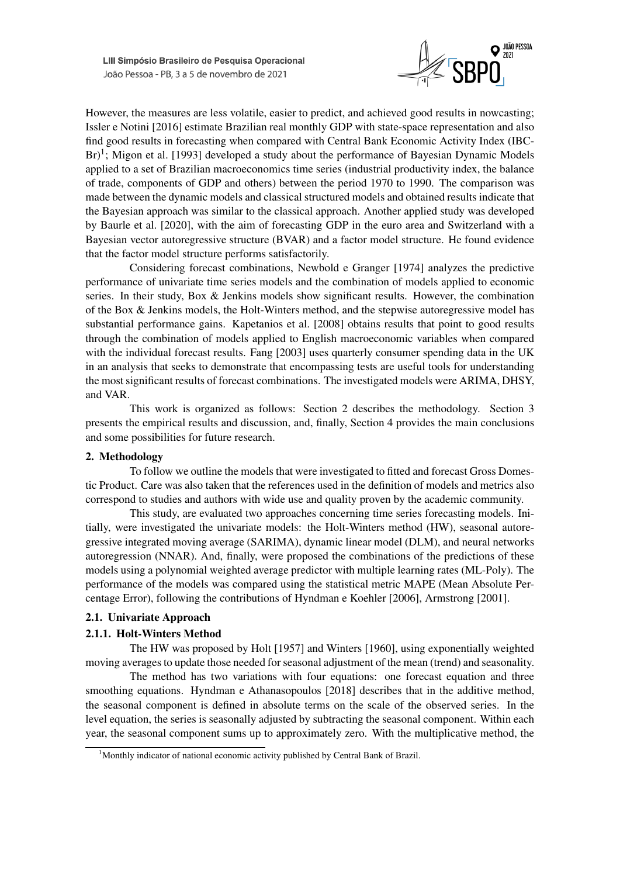However, the measures are less volatile, easier to predict, and achieved good results in nowcasting; Issler e Notini [2016] estimate Brazilian real monthly GDP with state-space representation and also find good results in forecasting when compared with Central Bank Economic Activity Index (IBC-Br)[1]; Migon et al. [1993] developed a study about the performance of Bayesian Dynamic Models applied to a set of Brazilian macroeconomics time series (industrial productivity index, the balance of trade, components of GDP and others) between the period 1970 to 1990. The comparison was made between the dynamic models and classical structured models and obtained results indicate that the Bayesian approach was similar to the classical approach. Another applied study was developed by Baurle et al. [2020], with the aim of forecasting GDP in the euro area and Switzerland with a Bayesian vector autoregressive structure (BVAR) and a factor model structure. He found evidence that the factor model structure performs satisfactorily.

Considering forecast combinations, Newbold e Granger [1974] analyzes the predictive performance of univariate time series models and the combination of models applied to economic series. In their study, Box & Jenkins models show significant results. However, the combination of the Box & Jenkins models, the Holt-Winters method, and the stepwise autoregressive model has substantial performance gains. Kapetanios et al. [2008] obtains results that point to good results through the combination of models applied to English macroeconomic variables when compared with the individual forecast results. Fang [2003] uses quarterly consumer spending data in the UK in an analysis that seeks to demonstrate that encompassing tests are useful tools for understanding the most significant results of forecast combinations. The investigated models were ARIMA, DHSY, and VAR.

This work is organized as follows: Section 2 describes the methodology. Section 3 presents the empirical results and discussion, and, finally, Section 4 provides the main conclusions and some possibilities for future research.

## 2. Methodology

To follow we outline the models that were investigated to fitted and forecast Gross Domestic Product. Care was also taken that the references used in the definition of models and metrics also correspond to studies and authors with wide use and quality proven by the academic community.

This study, are evaluated two approaches concerning time series forecasting models. Initially, were investigated the univariate models: the Holt-Winters method (HW), seasonal autoregressive integrated moving average (SARIMA), dynamic linear model (DLM), and neural networks autoregression (NNAR). And, finally, were proposed the combinations of the predictions of these models using a polynomial weighted average predictor with multiple learning rates (ML-Poly). The performance of the models was compared using the statistical metric MAPE (Mean Absolute Percentage Error), following the contributions of Hyndman e Koehler [2006], Armstrong [2001].

### 2.1. Univariate Approach

#### 2.1.1. Holt-Winters Method

The HW was proposed by Holt [1957] and Winters [1960], using exponentially weighted moving averages to update those needed for seasonal adjustment of the mean (trend) and seasonality.

The method has two variations with four equations: one forecast equation and three smoothing equations. Hyndman e Athanasopoulos [2018] describes that in the additive method, the seasonal component is defined in absolute terms on the scale of the observed series. In the level equation, the series is seasonally adjusted by subtracting the seasonal component. Within each year, the seasonal component sums up to approximately zero. With the multiplicative method, the

[1] Monthly indicator of national economic activity published by Central Bank of Brazil.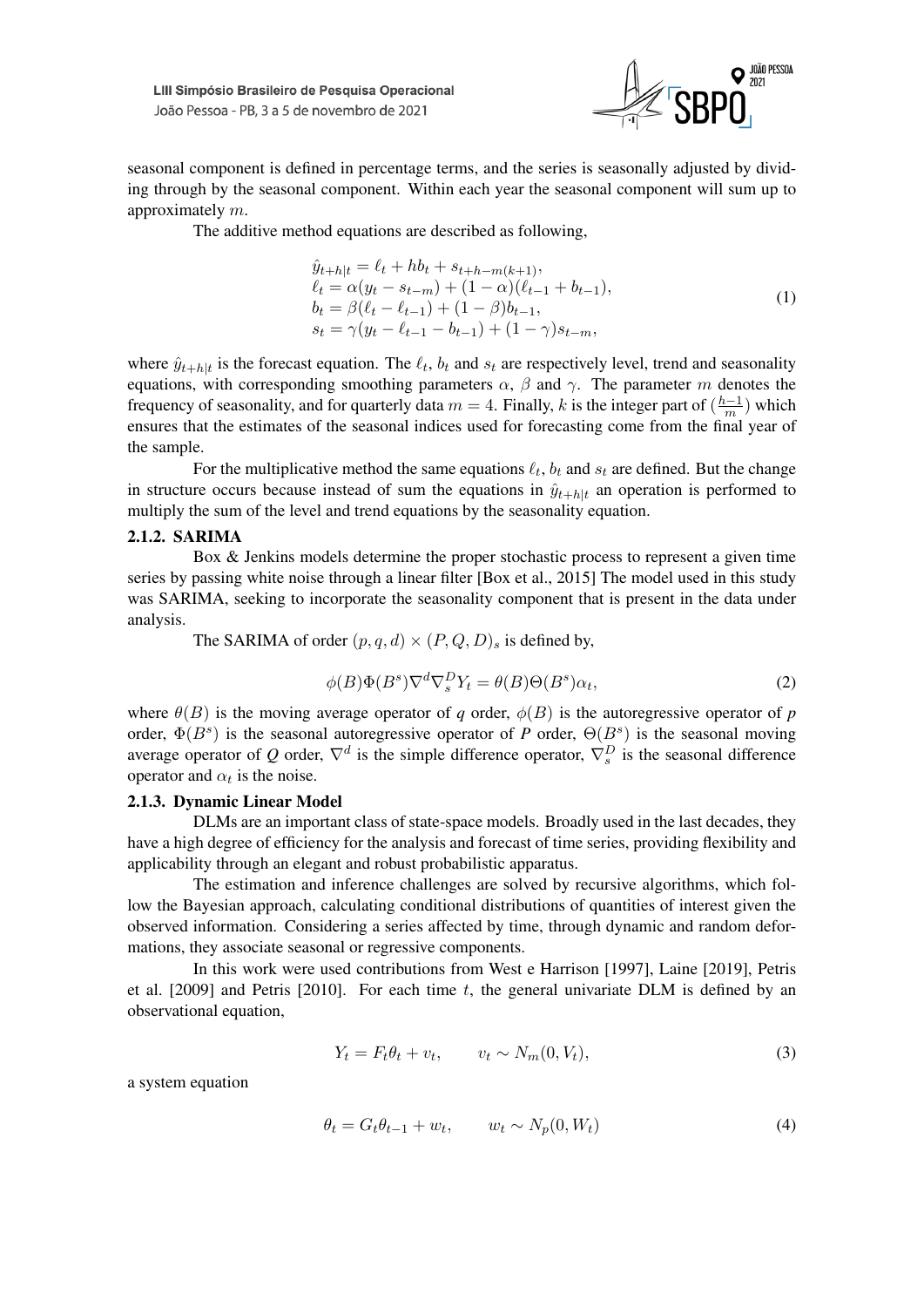seasonal component is defined in percentage terms, and the series is seasonally adjusted by dividing through by the seasonal component. Within each year the seasonal component will sum up to approximately $m$.

The additive method equations are described as following,

$$
\begin{aligned}
&\hat{y}_{t+h|t} = \ell_t + hb_t + s_{t+h-m(k+1)}, \\
&\ell_t = \alpha(y_t - s_{t-m}) + (1-\alpha)(\ell_{t-1} + b_{t-1}), \\
&b_t = \beta(\ell_t - \ell_{t-1}) + (1-\beta)b_{t-1}, \\
&s_t = \gamma(y_t - \ell_{t-1} - b_{t-1}) + (1-\gamma)s_{t-m},
\end{aligned}
\tag{1}
$$

where $\hat{y}_{t+h|t}$ is the forecast equation. The $\ell_t$, $b_t$ and $s_t$ are respectively level, trend and seasonality equations, with corresponding smoothing parameters $\alpha$, $\beta$ and $\gamma$. The parameter $m$ denotes the frequency of seasonality, and for quarterly data $m = 4$. Finally, $k$ is the integer part of $(\frac{h-1}{m})$ which ensures that the estimates of the seasonal indices used for forecasting come from the final year of the sample.

For the multiplicative method the same equations $\ell_t$, $b_t$ and $s_t$ are defined. But the change in structure occurs because instead of sum the equations in $\hat{y}_{t+h|t}$ an operation is performed to multiply the sum of the level and trend equations by the seasonality equation.

### 2.1.2. SARIMA

Box & Jenkins models determine the proper stochastic process to represent a given time series by passing white noise through a linear filter [Box et al., 2015] The model used in this study was SARIMA, seeking to incorporate the seasonality component that is present in the data under analysis.

The SARIMA of order $(p, q, d) \times (P, Q, D)_s$ is defined by,

$$
\phi(B)\Phi(B^s)\nabla^d\nabla_s^D Y_t = \theta(B)\Theta(B^s)\alpha_t, \tag{2}
$$

where $\theta(B)$ is the moving average operator of $q$ order, $\phi(B)$ is the autoregressive operator of $p$ order, $\Phi(B^s)$ is the seasonal autoregressive operator of $P$ order, $\Theta(B^s)$ is the seasonal moving average operator of $Q$ order, $\nabla^d$ is the simple difference operator, $\nabla_s^D$ is the seasonal difference operator and $\alpha_t$ is the noise.

### 2.1.3. Dynamic Linear Model

DLMs are an important class of state-space models. Broadly used in the last decades, they have a high degree of efficiency for the analysis and forecast of time series, providing flexibility and applicability through an elegant and robust probabilistic apparatus.

The estimation and inference challenges are solved by recursive algorithms, which follow the Bayesian approach, calculating conditional distributions of quantities of interest given the observed information. Considering a series affected by time, through dynamic and random deformations, they associate seasonal or regressive components.

In this work were used contributions from West e Harrison [1997], Laine [2019], Petris et al. [2009] and Petris [2010]. For each time $t$, the general univariate DLM is defined by an observational equation,

$$
Y_t = F_t\theta_t + v_t, \qquad v_t \sim N_m(0, V_t), \tag{3}
$$

a system equation

$$
\theta_t = G_t\theta_{t-1} + w_t, \qquad w_t \sim N_p(0, W_t) \tag{4}
$$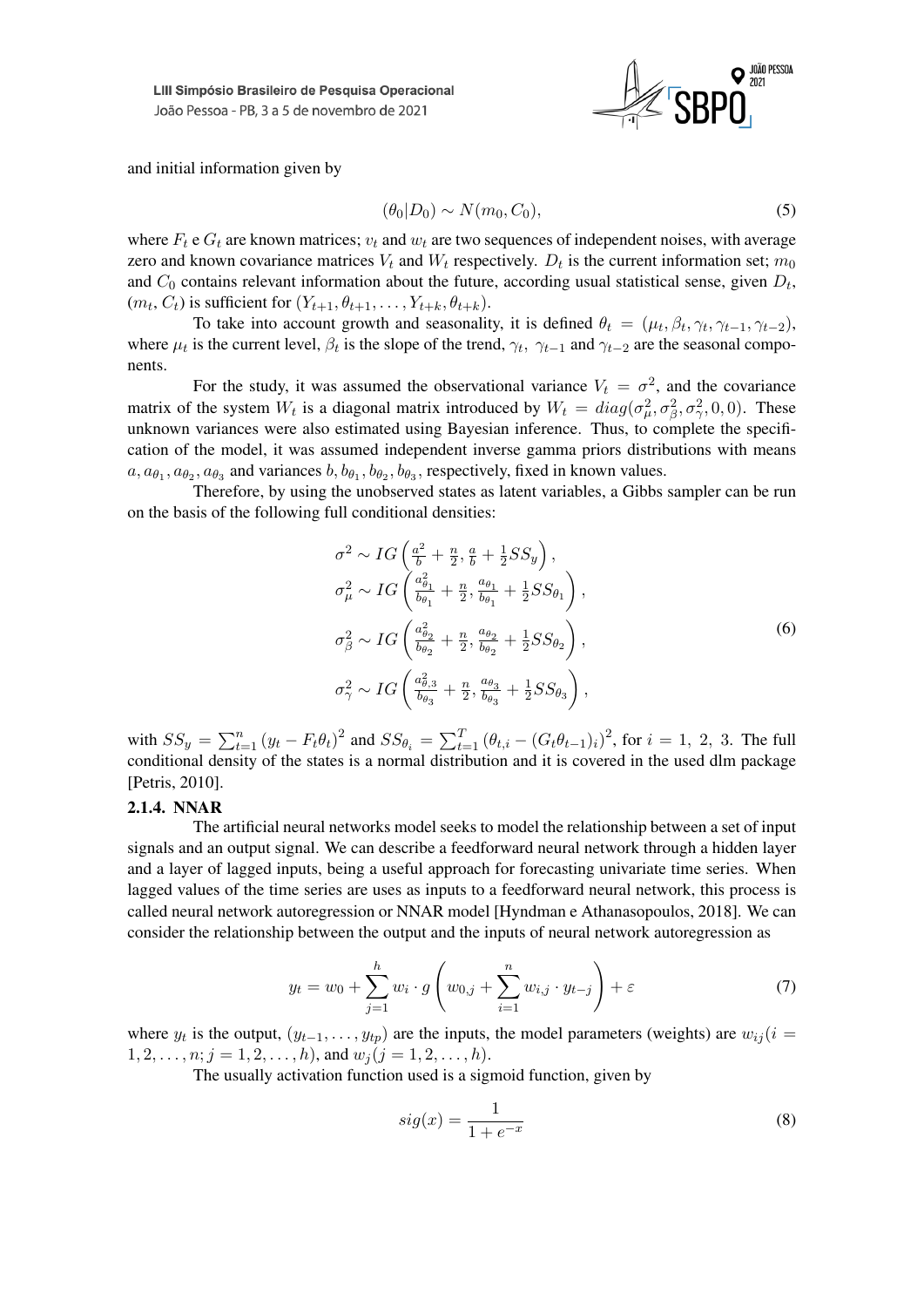and initial information given by

$$(\theta_0|D_0) \sim N(m_0, C_0), \tag{5}$$

where $F_t$ e $G_t$ are known matrices; $v_t$ and $w_t$ are two sequences of independent noises, with average zero and known covariance matrices $V_t$ and $W_t$ respectively. $D_t$ is the current information set; $m_0$ and $C_0$ contains relevant information about the future, according usual statistical sense, given $D_t$, $(m_t, C_t)$ is sufficient for $(Y_{t+1}, \theta_{t+1}, \ldots, Y_{t+k}, \theta_{t+k})$.

To take into account growth and seasonality, it is defined $\theta_t = (\mu_t, \beta_t, \gamma_t, \gamma_{t-1}, \gamma_{t-2})$, where $\mu_t$ is the current level, $\beta_t$ is the slope of the trend, $\gamma_t$, $\gamma_{t-1}$ and $\gamma_{t-2}$ are the seasonal components.

For the study, it was assumed the observational variance $V_t = \sigma^2$, and the covariance matrix of the system $W_t$ is a diagonal matrix introduced by $W_t = diag(\sigma^2_\mu, \sigma^2_\beta, \sigma^2_\gamma, 0, 0)$. These unknown variances were also estimated using Bayesian inference. Thus, to complete the specification of the model, it was assumed independent inverse gamma priors distributions with means $a, a_{\theta_1}, a_{\theta_2}, a_{\theta_3}$ and variances $b, b_{\theta_1}, b_{\theta_2}, b_{\theta_3}$, respectively, fixed in known values.

Therefore, by using the unobserved states as latent variables, a Gibbs sampler can be run on the basis of the following full conditional densities:

$$\begin{aligned}
&\sigma^2 \sim IG\left(\tfrac{a^2}{b} + \tfrac{n}{2}, \tfrac{a}{b} + \tfrac{1}{2}SS_y\right), \\
&\sigma^2_\mu \sim IG\left(\tfrac{a^2_{\theta_1}}{b_{\theta_1}} + \tfrac{n}{2}, \tfrac{a_{\theta_1}}{b_{\theta_1}} + \tfrac{1}{2}SS_{\theta_1}\right), \\
&\sigma^2_\beta \sim IG\left(\tfrac{a^2_{\theta_2}}{b_{\theta_2}} + \tfrac{n}{2}, \tfrac{a_{\theta_2}}{b_{\theta_2}} + \tfrac{1}{2}SS_{\theta_2}\right), \\
&\sigma^2_\gamma \sim IG\left(\tfrac{a^2_{\theta,3}}{b_{\theta_3}} + \tfrac{n}{2}, \tfrac{a_{\theta_3}}{b_{\theta_3}} + \tfrac{1}{2}SS_{\theta_3}\right),
\end{aligned} \tag{6}$$

with $SS_y = \sum_{t=1}^{n} (y_t - F_t\theta_t)^2$ and $SS_{\theta_i} = \sum_{t=1}^{T} (\theta_{t,i} - (G_t\theta_{t-1})_i)^2$, for $i = 1, 2, 3$. The full conditional density of the states is a normal distribution and it is covered in the used dlm package [Petris, 2010].

### 2.1.4. NNAR

The artificial neural networks model seeks to model the relationship between a set of input signals and an output signal. We can describe a feedforward neural network through a hidden layer and a layer of lagged inputs, being a useful approach for forecasting univariate time series. When lagged values of the time series are uses as inputs to a feedforward neural network, this process is called neural network autoregression or NNAR model [Hyndman e Athanasopoulos, 2018]. We can consider the relationship between the output and the inputs of neural network autoregression as

$$y_t = w_0 + \sum_{j=1}^{h} w_i \cdot g\left(w_{0,j} + \sum_{i=1}^{n} w_{i,j} \cdot y_{t-j}\right) + \varepsilon \tag{7}$$

where $y_t$ is the output, $(y_{t-1}, \ldots, y_{tp})$ are the inputs, the model parameters (weights) are $w_{ij}(i = 1, 2, \ldots, n; j = 1, 2, \ldots, h)$, and $w_j(j = 1, 2, \ldots, h)$.

The usually activation function used is a sigmoid function, given by

$$sig(x) = \frac{1}{1 + e^{-x}} \tag{8}$$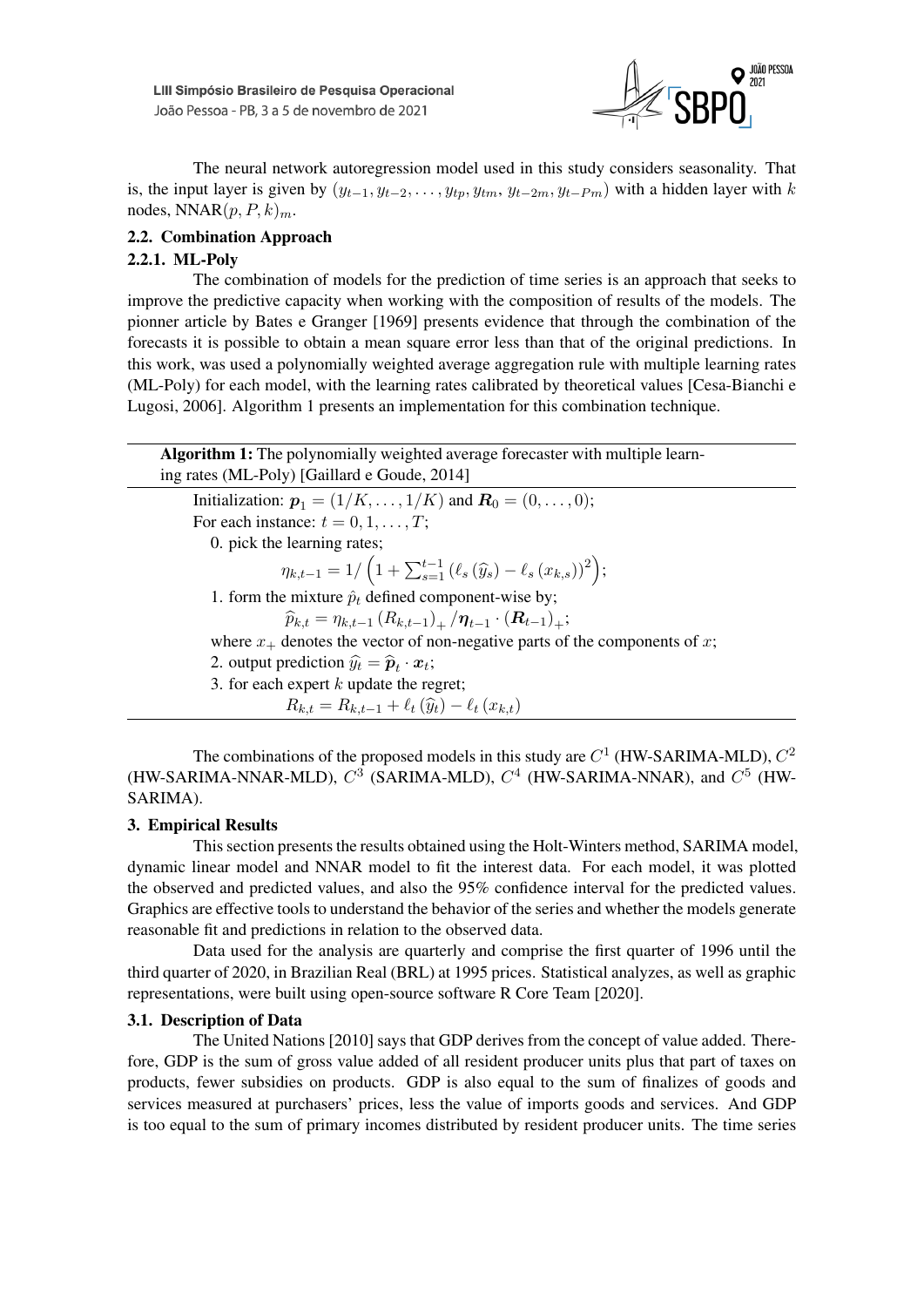The neural network autoregression model used in this study considers seasonality. That is, the input layer is given by $(y_{t-1}, y_{t-2}, \ldots, y_{tp}, y_{tm}, y_{t-2m}, y_{t-Pm})$ with a hidden layer with $k$ nodes, NNAR$(p, P, k)_m$.

### 2.2. Combination Approach

#### 2.2.1. ML-Poly

The combination of models for the prediction of time series is an approach that seeks to improve the predictive capacity when working with the composition of results of the models. The pionner article by Bates e Granger [1969] presents evidence that through the combination of the forecasts it is possible to obtain a mean square error less than that of the original predictions. In this work, was used a polynomially weighted average aggregation rule with multiple learning rates (ML-Poly) for each model, with the learning rates calibrated by theoretical values [Cesa-Bianchi e Lugosi, 2006]. Algorithm 1 presents an implementation for this combination technique.

---

**Algorithm 1:** The polynomially weighted average forecaster with multiple learning rates (ML-Poly) [Gaillard e Goude, 2014]

---

Initialization: $\boldsymbol{p}_1 = (1/K, \ldots, 1/K)$ and $\boldsymbol{R}_0 = (0, \ldots, 0)$;

For each instance: $t = 0, 1, \ldots, T$;

0. pick the learning rates;

$$\eta_{k,t-1} = 1/\left(1 + \sum_{s=1}^{t-1} \left(\ell_s\left(\widehat{y}_s\right) - \ell_s\left(x_{k,s}\right)\right)^2\right);$$

1. form the mixture $\hat{p}_t$ defined component-wise by;

$$\widehat{p}_{k,t} = \eta_{k,t-1}\left(R_{k,t-1}\right)_+ / \boldsymbol{\eta}_{t-1} \cdot \left(\boldsymbol{R}_{t-1}\right)_+;$$

where $x_+$ denotes the vector of non-negative parts of the components of $x$;

2. output prediction $\widehat{y}_t = \widehat{\boldsymbol{p}}_t \cdot \boldsymbol{x}_t$;

3. for each expert $k$ update the regret;

$$R_{k,t} = R_{k,t-1} + \ell_t\left(\widehat{y}_t\right) - \ell_t\left(x_{k,t}\right)$$

---

The combinations of the proposed models in this study are $C^1$ (HW-SARIMA-MLD), $C^2$ (HW-SARIMA-NNAR-MLD), $C^3$ (SARIMA-MLD), $C^4$ (HW-SARIMA-NNAR), and $C^5$ (HW-SARIMA).

## 3. Empirical Results

This section presents the results obtained using the Holt-Winters method, SARIMA model, dynamic linear model and NNAR model to fit the interest data. For each model, it was plotted the observed and predicted values, and also the 95% confidence interval for the predicted values. Graphics are effective tools to understand the behavior of the series and whether the models generate reasonable fit and predictions in relation to the observed data.

Data used for the analysis are quarterly and comprise the first quarter of 1996 until the third quarter of 2020, in Brazilian Real (BRL) at 1995 prices. Statistical analyzes, as well as graphic representations, were built using open-source software R Core Team [2020].

### 3.1. Description of Data

The United Nations [2010] says that GDP derives from the concept of value added. Therefore, GDP is the sum of gross value added of all resident producer units plus that part of taxes on products, fewer subsidies on products. GDP is also equal to the sum of finalizes of goods and services measured at purchasers' prices, less the value of imports goods and services. And GDP is too equal to the sum of primary incomes distributed by resident producer units. The time series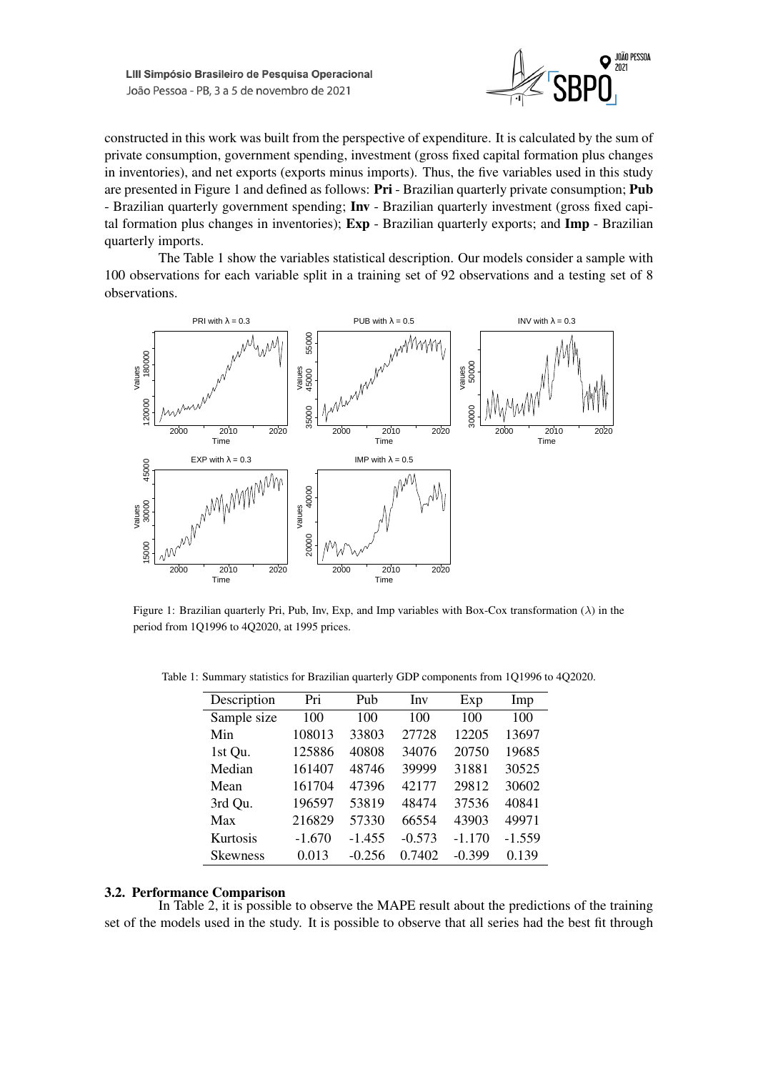constructed in this work was built from the perspective of expenditure. It is calculated by the sum of private consumption, government spending, investment (gross fixed capital formation plus changes in inventories), and net exports (exports minus imports). Thus, the five variables used in this study are presented in Figure 1 and defined as follows: **Pri** - Brazilian quarterly private consumption; **Pub** - Brazilian quarterly government spending; **Inv** - Brazilian quarterly investment (gross fixed capital formation plus changes in inventories); **Exp** - Brazilian quarterly exports; and **Imp** - Brazilian quarterly imports.

The Table 1 show the variables statistical description. Our models consider a sample with 100 observations for each variable split in a training set of 92 observations and a testing set of 8 observations.

Figure 1: Brazilian quarterly Pri, Pub, Inv, Exp, and Imp variables with Box-Cox transformation ($\lambda$) in the period from 1Q1996 to 4Q2020, at 1995 prices.

Table 1: Summary statistics for Brazilian quarterly GDP components from 1Q1996 to 4Q2020.

| Description | Pri | Pub | Inv | Exp | Imp |
|---|---|---|---|---|---|
| Sample size | 100 | 100 | 100 | 100 | 100 |
| Min | 108013 | 33803 | 27728 | 12205 | 13697 |
| 1st Qu. | 125886 | 40808 | 34076 | 20750 | 19685 |
| Median | 161407 | 48746 | 39999 | 31881 | 30525 |
| Mean | 161704 | 47396 | 42177 | 29812 | 30602 |
| 3rd Qu. | 196597 | 53819 | 48474 | 37536 | 40841 |
| Max | 216829 | 57330 | 66554 | 43903 | 49971 |
| Kurtosis | -1.670 | -1.455 | -0.573 | -1.170 | -1.559 |
| Skewness | 0.013 | -0.256 | 0.7402 | -0.399 | 0.139 |

### 3.2. Performance Comparison

In Table 2, it is possible to observe the MAPE result about the predictions of the training set of the models used in the study. It is possible to observe that all series had the best fit through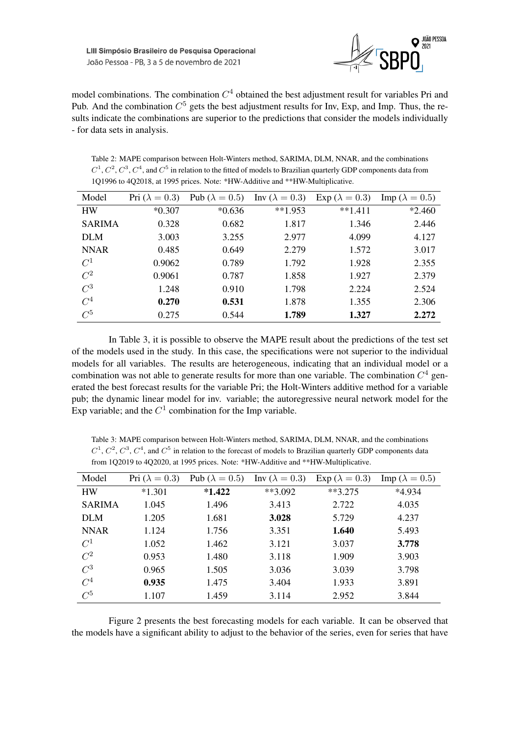model combinations. The combination $C^4$ obtained the best adjustment result for variables Pri and Pub. And the combination $C^5$ gets the best adjustment results for Inv, Exp, and Imp. Thus, the results indicate the combinations are superior to the predictions that consider the models individually - for data sets in analysis.

Table 2: MAPE comparison between Holt-Winters method, SARIMA, DLM, NNAR, and the combinations $C^1$, $C^2$, $C^3$, $C^4$, and $C^5$ in relation to the fitted of models to Brazilian quarterly GDP components data from 1Q1996 to 4Q2018, at 1995 prices. Note: *HW-Additive and **HW-Multiplicative.

| Model | Pri ($\lambda = 0.3$) | Pub ($\lambda = 0.5$) | Inv ($\lambda = 0.3$) | Exp ($\lambda = 0.3$) | Imp ($\lambda = 0.5$) |
|---|---|---|---|---|---|
| HW | *0.307 | *0.636 | **1.953 | **1.411 | *2.460 |
| SARIMA | 0.328 | 0.682 | 1.817 | 1.346 | 2.446 |
| DLM | 3.003 | 3.255 | 2.977 | 4.099 | 4.127 |
| NNAR | 0.485 | 0.649 | 2.279 | 1.572 | 3.017 |
| $C^1$ | 0.9062 | 0.789 | 1.792 | 1.928 | 2.355 |
| $C^2$ | 0.9061 | 0.787 | 1.858 | 1.927 | 2.379 |
| $C^3$ | 1.248 | 0.910 | 1.798 | 2.224 | 2.524 |
| $C^4$ | **0.270** | **0.531** | 1.878 | 1.355 | 2.306 |
| $C^5$ | 0.275 | 0.544 | **1.789** | **1.327** | **2.272** |

In Table 3, it is possible to observe the MAPE result about the predictions of the test set of the models used in the study. In this case, the specifications were not superior to the individual models for all variables. The results are heterogeneous, indicating that an individual model or a combination was not able to generate results for more than one variable. The combination $C^4$ generated the best forecast results for the variable Pri; the Holt-Winters additive method for a variable pub; the dynamic linear model for inv. variable; the autoregressive neural network model for the Exp variable; and the $C^1$ combination for the Imp variable.

Table 3: MAPE comparison between Holt-Winters method, SARIMA, DLM, NNAR, and the combinations $C^1$, $C^2$, $C^3$, $C^4$, and $C^5$ in relation to the forecast of models to Brazilian quarterly GDP components data from 1Q2019 to 4Q2020, at 1995 prices. Note: *HW-Additive and **HW-Multiplicative.

| Model | Pri ($\lambda = 0.3$) | Pub ($\lambda = 0.5$) | Inv ($\lambda = 0.3$) | Exp ($\lambda = 0.3$) | Imp ($\lambda = 0.5$) |
|---|---|---|---|---|---|
| HW | *1.301 | ***1.422** | **3.092 | **3.275 | *4.934 |
| SARIMA | 1.045 | 1.496 | 3.413 | 2.722 | 4.035 |
| DLM | 1.205 | 1.681 | **3.028** | 5.729 | 4.237 |
| NNAR | 1.124 | 1.756 | 3.351 | **1.640** | 5.493 |
| $C^1$ | 1.052 | 1.462 | 3.121 | 3.037 | **3.778** |
| $C^2$ | 0.953 | 1.480 | 3.118 | 1.909 | 3.903 |
| $C^3$ | 0.965 | 1.505 | 3.036 | 3.039 | 3.798 |
| $C^4$ | **0.935** | 1.475 | 3.404 | 1.933 | 3.891 |
| $C^5$ | 1.107 | 1.459 | 3.114 | 2.952 | 3.844 |

Figure 2 presents the best forecasting models for each variable. It can be observed that the models have a significant ability to adjust to the behavior of the series, even for series that have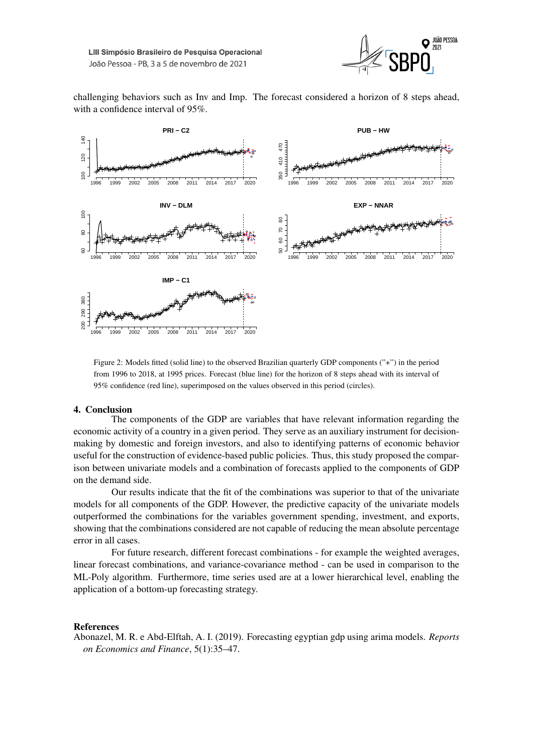challenging behaviors such as Inv and Imp. The forecast considered a horizon of 8 steps ahead, with a confidence interval of 95%.

Figure 2: Models fitted (solid line) to the observed Brazilian quarterly GDP components ("+") in the period from 1996 to 2018, at 1995 prices. Forecast (blue line) for the horizon of 8 steps ahead with its interval of 95% confidence (red line), superimposed on the values observed in this period (circles).

## 4. Conclusion

The components of the GDP are variables that have relevant information regarding the economic activity of a country in a given period. They serve as an auxiliary instrument for decision-making by domestic and foreign investors, and also to identifying patterns of economic behavior useful for the construction of evidence-based public policies. Thus, this study proposed the comparison between univariate models and a combination of forecasts applied to the components of GDP on the demand side.

Our results indicate that the fit of the combinations was superior to that of the univariate models for all components of the GDP. However, the predictive capacity of the univariate models outperformed the combinations for the variables government spending, investment, and exports, showing that the combinations considered are not capable of reducing the mean absolute percentage error in all cases.

For future research, different forecast combinations - for example the weighted averages, linear forecast combinations, and variance-covariance method - can be used in comparison to the ML-Poly algorithm. Furthermore, time series used are at a lower hierarchical level, enabling the application of a bottom-up forecasting strategy.

## References

Abonazel, M. R. e Abd-Elftah, A. I. (2019). Forecasting egyptian gdp using arima models. *Reports on Economics and Finance*, 5(1):35–47.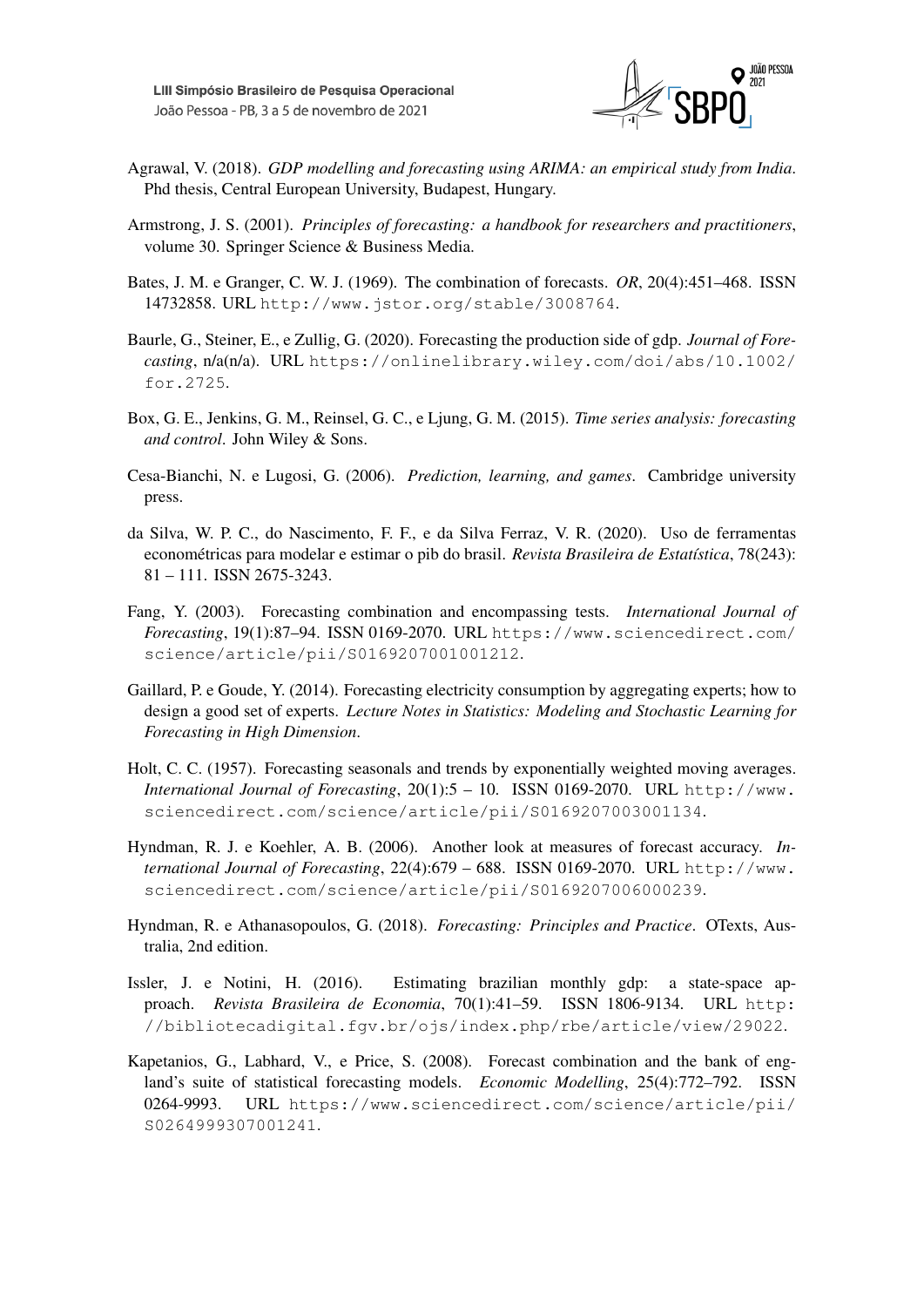Agrawal, V. (2018). *GDP modelling and forecasting using ARIMA: an empirical study from India*. Phd thesis, Central European University, Budapest, Hungary.

Armstrong, J. S. (2001). *Principles of forecasting: a handbook for researchers and practitioners*, volume 30. Springer Science & Business Media.

Bates, J. M. e Granger, C. W. J. (1969). The combination of forecasts. *OR*, 20(4):451–468. ISSN 14732858. URL http://www.jstor.org/stable/3008764.

Baurle, G., Steiner, E., e Zullig, G. (2020). Forecasting the production side of gdp. *Journal of Forecasting*, n/a(n/a). URL https://onlinelibrary.wiley.com/doi/abs/10.1002/for.2725.

Box, G. E., Jenkins, G. M., Reinsel, G. C., e Ljung, G. M. (2015). *Time series analysis: forecasting and control*. John Wiley & Sons.

Cesa-Bianchi, N. e Lugosi, G. (2006). *Prediction, learning, and games*. Cambridge university press.

da Silva, W. P. C., do Nascimento, F. F., e da Silva Ferraz, V. R. (2020). Uso de ferramentas econométricas para modelar e estimar o pib do brasil. *Revista Brasileira de Estatística*, 78(243): 81 – 111. ISSN 2675-3243.

Fang, Y. (2003). Forecasting combination and encompassing tests. *International Journal of Forecasting*, 19(1):87–94. ISSN 0169-2070. URL https://www.sciencedirect.com/science/article/pii/S0169207001001212.

Gaillard, P. e Goude, Y. (2014). Forecasting electricity consumption by aggregating experts; how to design a good set of experts. *Lecture Notes in Statistics: Modeling and Stochastic Learning for Forecasting in High Dimension*.

Holt, C. C. (1957). Forecasting seasonals and trends by exponentially weighted moving averages. *International Journal of Forecasting*, 20(1):5 – 10. ISSN 0169-2070. URL http://www.sciencedirect.com/science/article/pii/S0169207003001134.

Hyndman, R. J. e Koehler, A. B. (2006). Another look at measures of forecast accuracy. *International Journal of Forecasting*, 22(4):679 – 688. ISSN 0169-2070. URL http://www.sciencedirect.com/science/article/pii/S0169207006000239.

Hyndman, R. e Athanasopoulos, G. (2018). *Forecasting: Principles and Practice*. OTexts, Australia, 2nd edition.

Issler, J. e Notini, H. (2016). Estimating brazilian monthly gdp: a state-space approach. *Revista Brasileira de Economia*, 70(1):41–59. ISSN 1806-9134. URL http://bibliotecadigital.fgv.br/ojs/index.php/rbe/article/view/29022.

Kapetanios, G., Labhard, V., e Price, S. (2008). Forecast combination and the bank of england's suite of statistical forecasting models. *Economic Modelling*, 25(4):772–792. ISSN 0264-9993. URL https://www.sciencedirect.com/science/article/pii/S0264999307001241.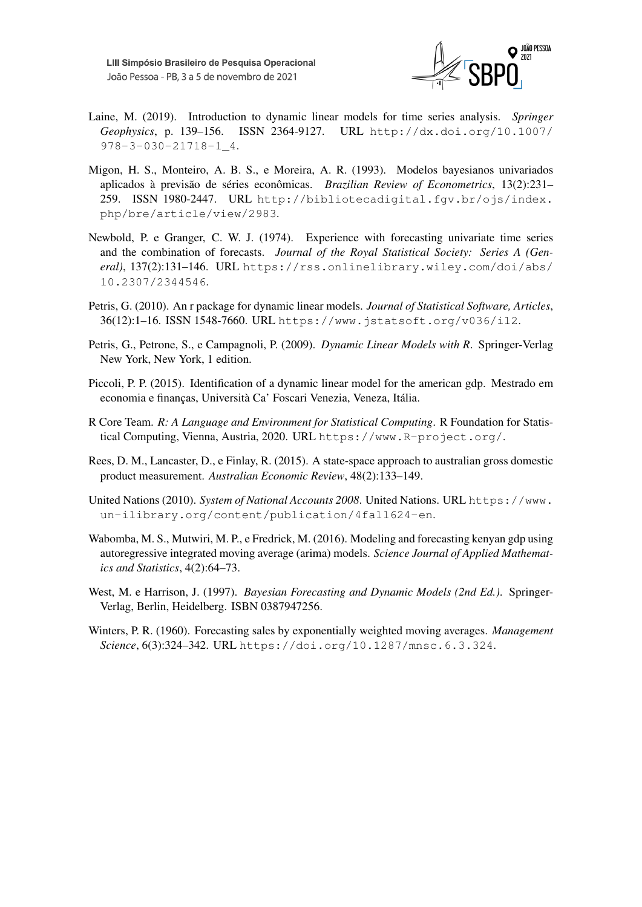Laine, M. (2019). Introduction to dynamic linear models for time series analysis. *Springer Geophysics*, p. 139–156. ISSN 2364-9127. URL http://dx.doi.org/10.1007/978-3-030-21718-1_4.

Migon, H. S., Monteiro, A. B. S., e Moreira, A. R. (1993). Modelos bayesianos univariados aplicados à previsão de séries econômicas. *Brazilian Review of Econometrics*, 13(2):231–259. ISSN 1980-2447. URL http://bibliotecadigital.fgv.br/ojs/index.php/bre/article/view/2983.

Newbold, P. e Granger, C. W. J. (1974). Experience with forecasting univariate time series and the combination of forecasts. *Journal of the Royal Statistical Society: Series A (General)*, 137(2):131–146. URL https://rss.onlinelibrary.wiley.com/doi/abs/10.2307/2344546.

Petris, G. (2010). An r package for dynamic linear models. *Journal of Statistical Software, Articles*, 36(12):1–16. ISSN 1548-7660. URL https://www.jstatsoft.org/v036/i12.

Petris, G., Petrone, S., e Campagnoli, P. (2009). *Dynamic Linear Models with R*. Springer-Verlag New York, New York, 1 edition.

Piccoli, P. P. (2015). Identification of a dynamic linear model for the american gdp. Mestrado em economia e finanças, Università Ca' Foscari Venezia, Veneza, Itália.

R Core Team. *R: A Language and Environment for Statistical Computing*. R Foundation for Statistical Computing, Vienna, Austria, 2020. URL https://www.R-project.org/.

Rees, D. M., Lancaster, D., e Finlay, R. (2015). A state-space approach to australian gross domestic product measurement. *Australian Economic Review*, 48(2):133–149.

United Nations (2010). *System of National Accounts 2008*. United Nations. URL https://www.un-ilibrary.org/content/publication/4fa11624-en.

Wabomba, M. S., Mutwiri, M. P., e Fredrick, M. (2016). Modeling and forecasting kenyan gdp using autoregressive integrated moving average (arima) models. *Science Journal of Applied Mathematics and Statistics*, 4(2):64–73.

West, M. e Harrison, J. (1997). *Bayesian Forecasting and Dynamic Models (2nd Ed.)*. Springer-Verlag, Berlin, Heidelberg. ISBN 0387947256.

Winters, P. R. (1960). Forecasting sales by exponentially weighted moving averages. *Management Science*, 6(3):324–342. URL https://doi.org/10.1287/mnsc.6.3.324.